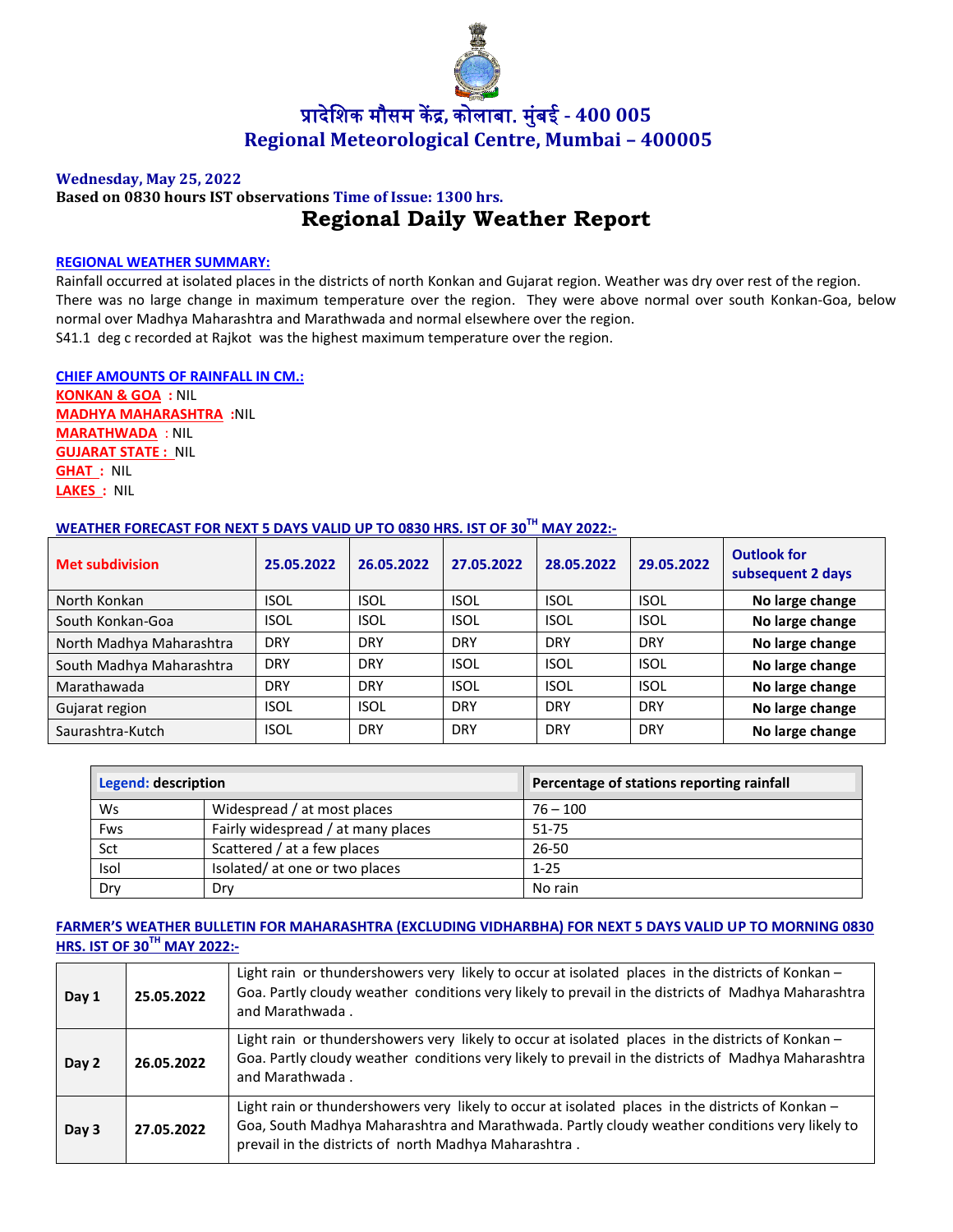# प्रादेशिक मौसम केंद्र, कोलाबा. मुंबई - 400 005
# Regional Meteorological Centre, Mumbai – 400005

**Wednesday, May 25, 2022**

**Based on 0830 hours IST observations Time of Issue: 1300 hrs.**

## Regional Daily Weather Report

**REGIONAL WEATHER SUMMARY:**

Rainfall occurred at isolated places in the districts of north Konkan and Gujarat region. Weather was dry over rest of the region. There was no large change in maximum temperature over the region. They were above normal over south Konkan-Goa, below normal over Madhya Maharashtra and Marathwada and normal elsewhere over the region.
S41.1 deg c recorded at Rajkot was the highest maximum temperature over the region.

**CHIEF AMOUNTS OF RAINFALL IN CM.:**

**KONKAN & GOA** : NIL
**MADHYA MAHARASHTRA** :NIL
**MARATHWADA** : NIL
**GUJARAT STATE :** NIL
**GHAT :** NIL
**LAKES :** NIL

**WEATHER FORECAST FOR NEXT 5 DAYS VALID UP TO 0830 HRS. IST OF 30TH MAY 2022:-**

| Met subdivision | 25.05.2022 | 26.05.2022 | 27.05.2022 | 28.05.2022 | 29.05.2022 | Outlook for subsequent 2 days |
|---|---|---|---|---|---|---|
| North Konkan | ISOL | ISOL | ISOL | ISOL | ISOL | **No large change** |
| South Konkan-Goa | ISOL | ISOL | ISOL | ISOL | ISOL | **No large change** |
| North Madhya Maharashtra | DRY | DRY | DRY | DRY | DRY | **No large change** |
| South Madhya Maharashtra | DRY | DRY | ISOL | ISOL | ISOL | **No large change** |
| Marathawada | DRY | DRY | ISOL | ISOL | ISOL | **No large change** |
| Gujarat region | ISOL | ISOL | DRY | DRY | DRY | **No large change** |
| Saurashtra-Kutch | ISOL | DRY | DRY | DRY | DRY | **No large change** |

| Legend: description | | Percentage of stations reporting rainfall |
|---|---|---|
| Ws | Widespread / at most places | 76 – 100 |
| Fws | Fairly widespread / at many places | 51-75 |
| Sct | Scattered / at a few places | 26-50 |
| Isol | Isolated/ at one or two places | 1-25 |
| Dry | Dry | No rain |

**FARMER'S WEATHER BULLETIN FOR MAHARASHTRA (EXCLUDING VIDHARBHA) FOR NEXT 5 DAYS VALID UP TO MORNING 0830 HRS. IST OF 30TH MAY 2022:-**

| | | |
|---|---|---|
| **Day 1** | **25.05.2022** | Light rain or thundershowers very likely to occur at isolated places in the districts of Konkan – Goa. Partly cloudy weather conditions very likely to prevail in the districts of Madhya Maharashtra and Marathwada . |
| **Day 2** | **26.05.2022** | Light rain or thundershowers very likely to occur at isolated places in the districts of Konkan – Goa. Partly cloudy weather conditions very likely to prevail in the districts of Madhya Maharashtra and Marathwada . |
| **Day 3** | **27.05.2022** | Light rain or thundershowers very likely to occur at isolated places in the districts of Konkan – Goa, South Madhya Maharashtra and Marathwada. Partly cloudy weather conditions very likely to prevail in the districts of north Madhya Maharashtra . |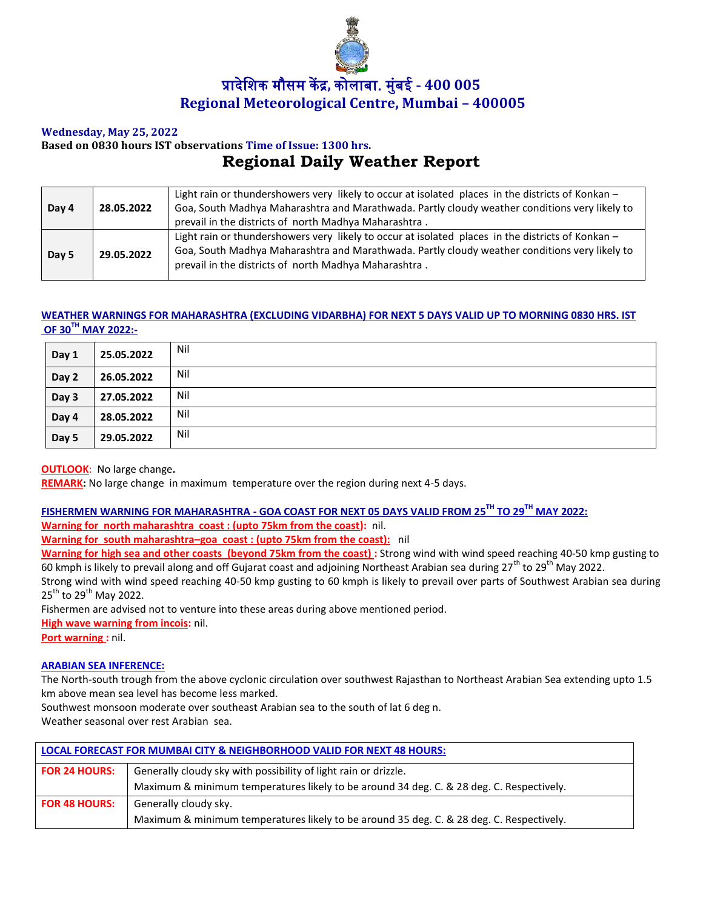# प्रादेशिक मौसम केंद्र, कोलाबा. मुंबई - 400 005
# Regional Meteorological Centre, Mumbai – 400005

**Wednesday, May 25, 2022**

**Based on 0830 hours IST observations Time of Issue: 1300 hrs.**

## Regional Daily Weather Report

| | | |
|---|---|---|
| **Day 4** | **28.05.2022** | Light rain or thundershowers very likely to occur at isolated places in the districts of Konkan – Goa, South Madhya Maharashtra and Marathwada. Partly cloudy weather conditions very likely to prevail in the districts of north Madhya Maharashtra . |
| **Day 5** | **29.05.2022** | Light rain or thundershowers very likely to occur at isolated places in the districts of Konkan – Goa, South Madhya Maharashtra and Marathwada. Partly cloudy weather conditions very likely to prevail in the districts of north Madhya Maharashtra . |

**WEATHER WARNINGS FOR MAHARASHTRA (EXCLUDING VIDARBHA) FOR NEXT 5 DAYS VALID UP TO MORNING 0830 HRS. IST OF 30TH MAY 2022:-**

| | | |
|---|---|---|
| **Day 1** | **25.05.2022** | Nil |
| **Day 2** | **26.05.2022** | Nil |
| **Day 3** | **27.05.2022** | Nil |
| **Day 4** | **28.05.2022** | Nil |
| **Day 5** | **29.05.2022** | Nil |

**OUTLOOK**: No large change.

**REMARK:** No large change in maximum temperature over the region during next 4-5 days.

**FISHERMEN WARNING FOR MAHARASHTRA - GOA COAST FOR NEXT 05 DAYS VALID FROM 25TH TO 29TH MAY 2022:**

**Warning for north maharashtra coast : (upto 75km from the coast):** nil.

**Warning for south maharashtra–goa coast : (upto 75km from the coast):** nil

**Warning for high sea and other coasts (beyond 75km from the coast) :** Strong wind with wind speed reaching 40-50 kmp gusting to 60 kmph is likely to prevail along and off Gujarat coast and adjoining Northeast Arabian sea during 27th to 29th May 2022.

Strong wind with wind speed reaching 40-50 kmp gusting to 60 kmph is likely to prevail over parts of Southwest Arabian sea during 25th to 29th May 2022.

Fishermen are advised not to venture into these areas during above mentioned period.

**High wave warning from incois:** nil.

**Port warning :** nil.

**ARABIAN SEA INFERENCE:**

The North-south trough from the above cyclonic circulation over southwest Rajasthan to Northeast Arabian Sea extending upto 1.5 km above mean sea level has become less marked.

Southwest monsoon moderate over southeast Arabian sea to the south of lat 6 deg n.

Weather seasonal over rest Arabian sea.

| **LOCAL FORECAST FOR MUMBAI CITY & NEIGHBORHOOD VALID FOR NEXT 48 HOURS:** | |
|---|---|
| **FOR 24 HOURS:** | Generally cloudy sky with possibility of light rain or drizzle. Maximum & minimum temperatures likely to be around 34 deg. C. & 28 deg. C. Respectively. |
| **FOR 48 HOURS:** | Generally cloudy sky. Maximum & minimum temperatures likely to be around 35 deg. C. & 28 deg. C. Respectively. |